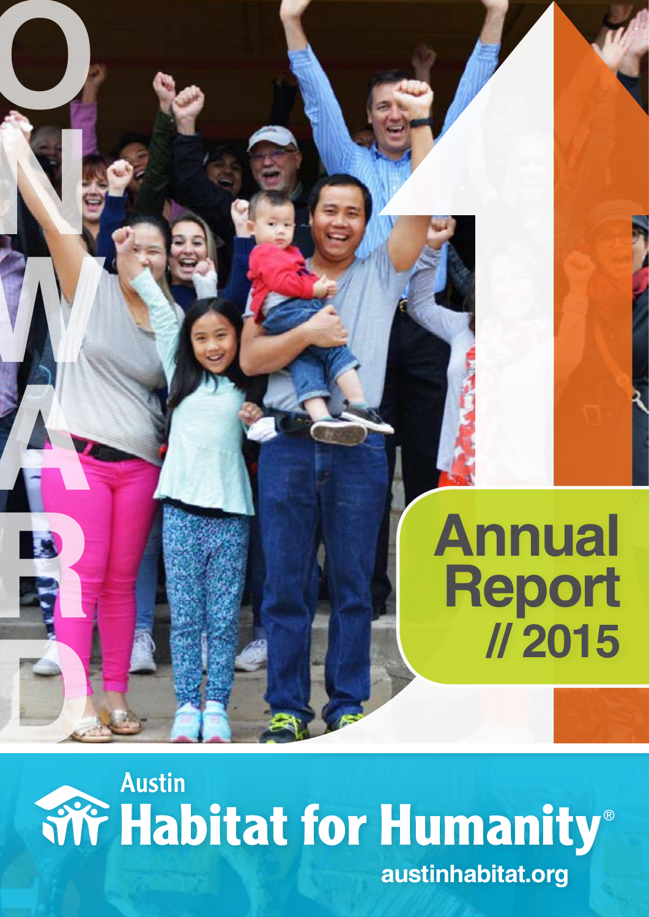# ONWARD

# Annual Report // 2015

Austin Habitat for Humanity®

austinhabitat.org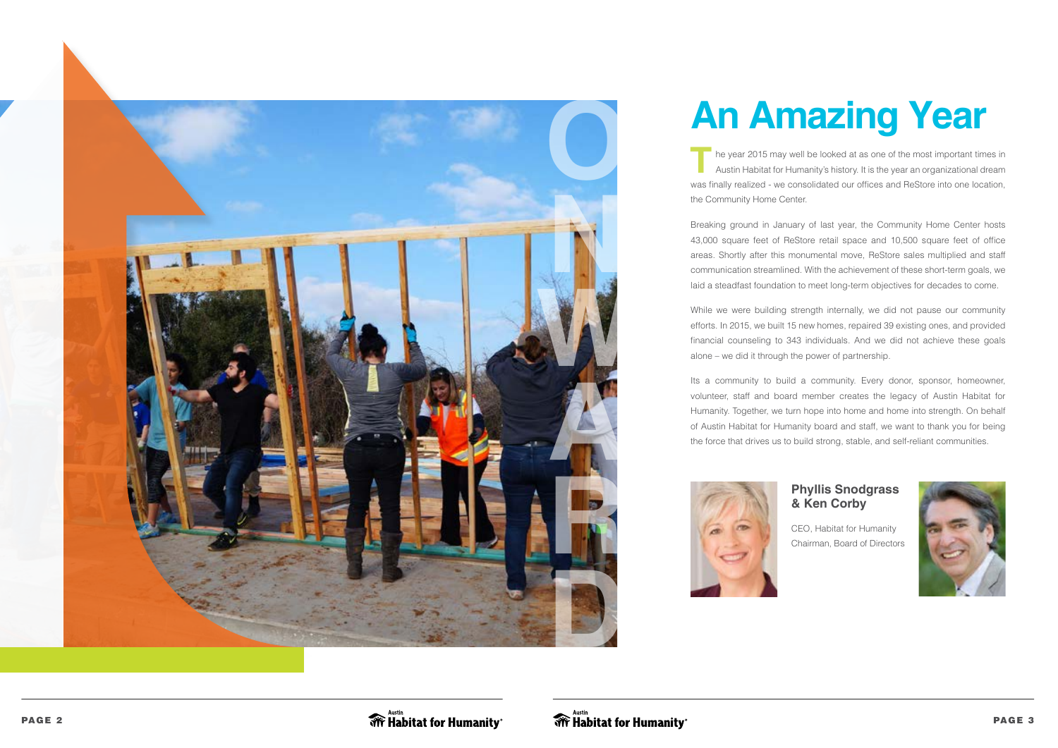ONWARD

# An Amazing Year

The year 2015 may well be looked at as one of the most important times in Austin Habitat for Humanity's history. It is the year an organizational dream was finally realized - we consolidated our offices and ReStore into one location, the Community Home Center.

Breaking ground in January of last year, the Community Home Center hosts 43,000 square feet of ReStore retail space and 10,500 square feet of office areas. Shortly after this monumental move, ReStore sales multiplied and staff communication streamlined. With the achievement of these short-term goals, we laid a steadfast foundation to meet long-term objectives for decades to come.

While we were building strength internally, we did not pause our community efforts. In 2015, we built 15 new homes, repaired 39 existing ones, and provided financial counseling to 343 individuals. And we did not achieve these goals alone – we did it through the power of partnership.

Its a community to build a community. Every donor, sponsor, homeowner, volunteer, staff and board member creates the legacy of Austin Habitat for Humanity. Together, we turn hope into home and home into strength. On behalf of Austin Habitat for Humanity board and staff, we want to thank you for being the force that drives us to build strong, stable, and self-reliant communities.

**Phyllis Snodgrass & Ken Corby**

CEO, Habitat for Humanity
Chairman, Board of Directors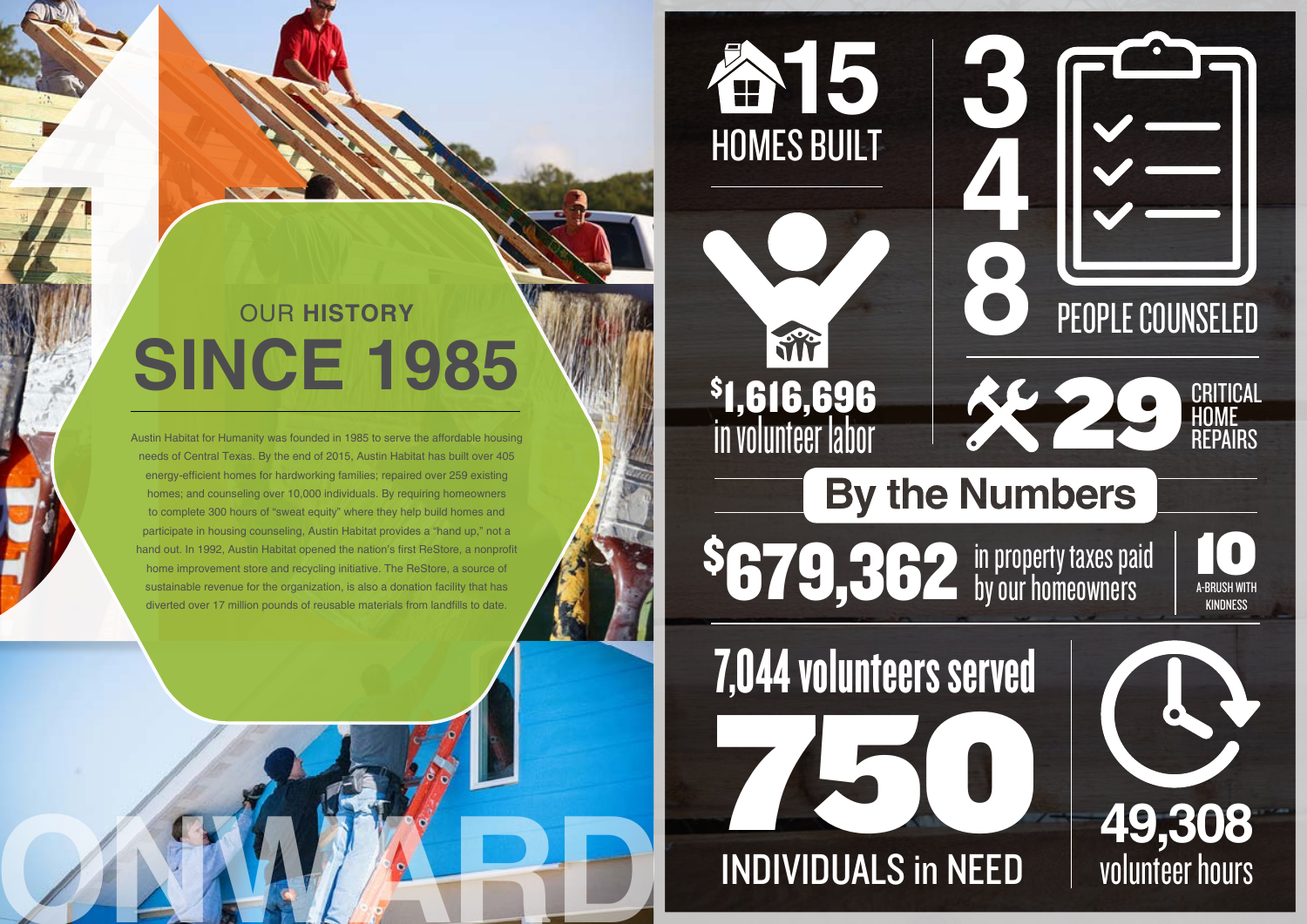OUR **HISTORY**

# SINCE 1985

Austin Habitat for Humanity was founded in 1985 to serve the affordable housing needs of Central Texas. By the end of 2015, Austin Habitat has built over 405 energy-efficient homes for hardworking families; repaired over 259 existing homes; and counseling over 10,000 individuals. By requiring homeowners to complete 300 hours of "sweat equity" where they help build homes and participate in housing counseling, Austin Habitat provides a "hand up," not a hand out. In 1992, Austin Habitat opened the nation's first ReStore, a nonprofit home improvement store and recycling initiative. The ReStore, a source of sustainable revenue for the organization, is also a donation facility that has diverted over 17 million pounds of reusable materials from landfills to date.

ONWARD

## By the Numbers

**15** HOMES BUILT

**348** PEOPLE COUNSELED

**$1,616,696** in volunteer labor

**29** CRITICAL HOME REPAIRS

**$679,362** in property taxes paid by our homeowners

**10** A-BRUSH WITH KINDNESS

**7,044 volunteers served**

**750** INDIVIDUALS in NEED

**49,308** volunteer hours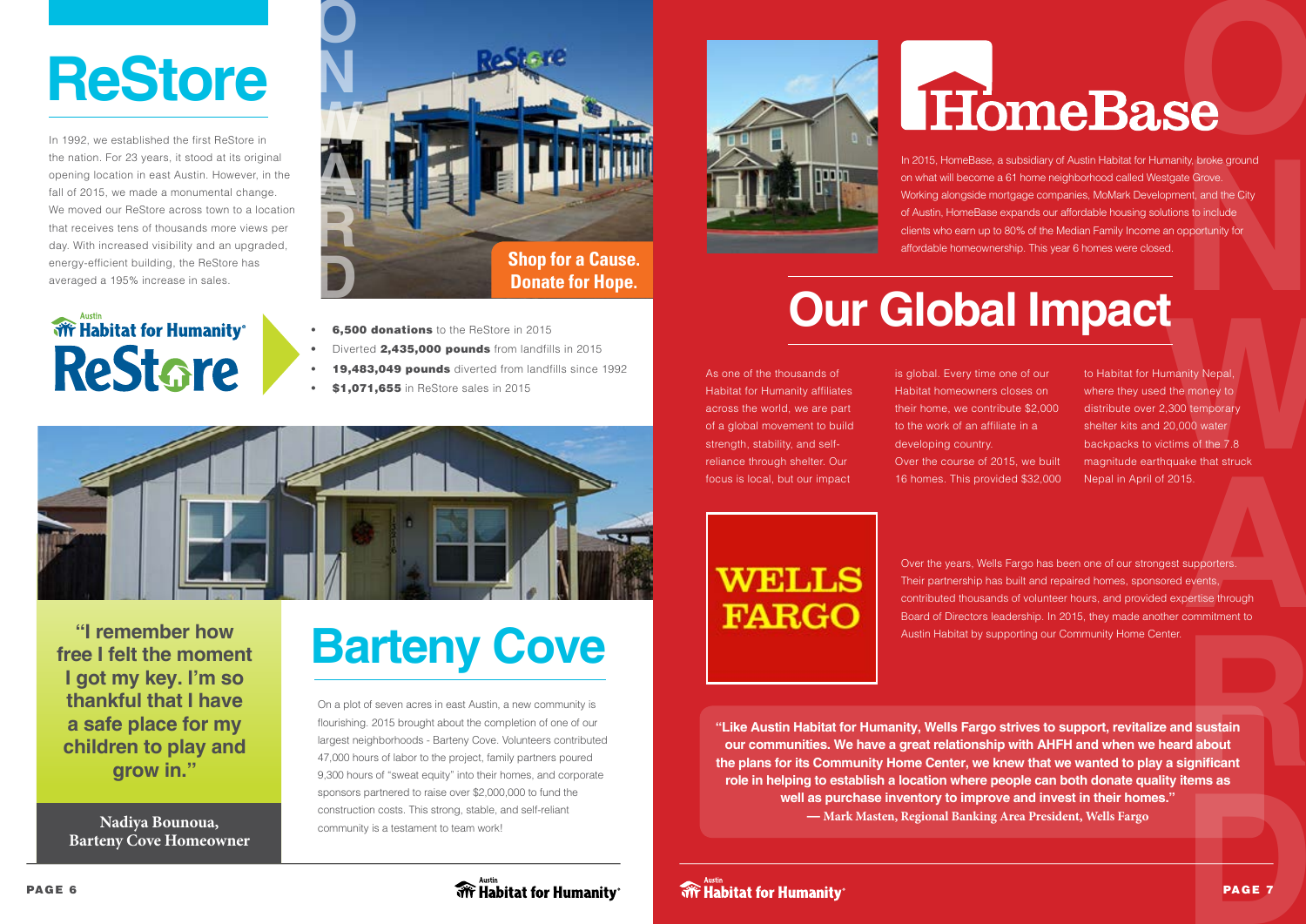# ReStore

In 1992, we established the first ReStore in the nation. For 23 years, it stood at its original opening location in east Austin. However, in the fall of 2015, we made a monumental change. We moved our ReStore across town to a location that receives tens of thousands more views per day. With increased visibility and an upgraded, energy-efficient building, the ReStore has averaged a 195% increase in sales.

**Shop for a Cause. Donate for Hope.**

- **6,500 donations** to the ReStore in 2015
- Diverted **2,435,000 pounds** from landfills in 2015
- **19,483,049 pounds** diverted from landfills since 1992
- **$1,071,655** in ReStore sales in 2015

**"I remember how free I felt the moment I got my key. I'm so thankful that I have a safe place for my children to play and grow in."**

**Nadiya Bounoua, Barteny Cove Homeowner**

# Barteny Cove

On a plot of seven acres in east Austin, a new community is flourishing. 2015 brought about the completion of one of our largest neighborhoods - Barteny Cove. Volunteers contributed 47,000 hours of labor to the project, family partners poured 9,300 hours of "sweat equity" into their homes, and corporate sponsors partnered to raise over $2,000,000 to fund the construction costs. This strong, stable, and self-reliant community is a testament to team work!

# HomeBase

In 2015, HomeBase, a subsidiary of Austin Habitat for Humanity, broke ground on what will become a 61 home neighborhood called Westgate Grove. Working alongside mortgage companies, MoMark Development, and the City of Austin, HomeBase expands our affordable housing solutions to include clients who earn up to 80% of the Median Family Income an opportunity for affordable homeownership. This year 6 homes were closed.

# Our Global Impact

As one of the thousands of Habitat for Humanity affiliates across the world, we are part of a global movement to build strength, stability, and self-reliance through shelter. Our focus is local, but our impact is global. Every time one of our Habitat homeowners closes on their home, we contribute $2,000 to the work of an affiliate in a developing country.

Over the course of 2015, we built 16 homes. This provided $32,000 to Habitat for Humanity Nepal, where they used the money to distribute over 2,300 temporary shelter kits and 20,000 water backpacks to victims of the 7.8 magnitude earthquake that struck Nepal in April of 2015.

Over the years, Wells Fargo has been one of our strongest supporters. Their partnership has built and repaired homes, sponsored events, contributed thousands of volunteer hours, and provided expertise through Board of Directors leadership. In 2015, they made another commitment to Austin Habitat by supporting our Community Home Center.

**"Like Austin Habitat for Humanity, Wells Fargo strives to support, revitalize and sustain our communities. We have a great relationship with AHFH and when we heard about the plans for its Community Home Center, we knew that we wanted to play a significant role in helping to establish a location where people can both donate quality items as well as purchase inventory to improve and invest in their homes."**

**— Mark Masten, Regional Banking Area President, Wells Fargo**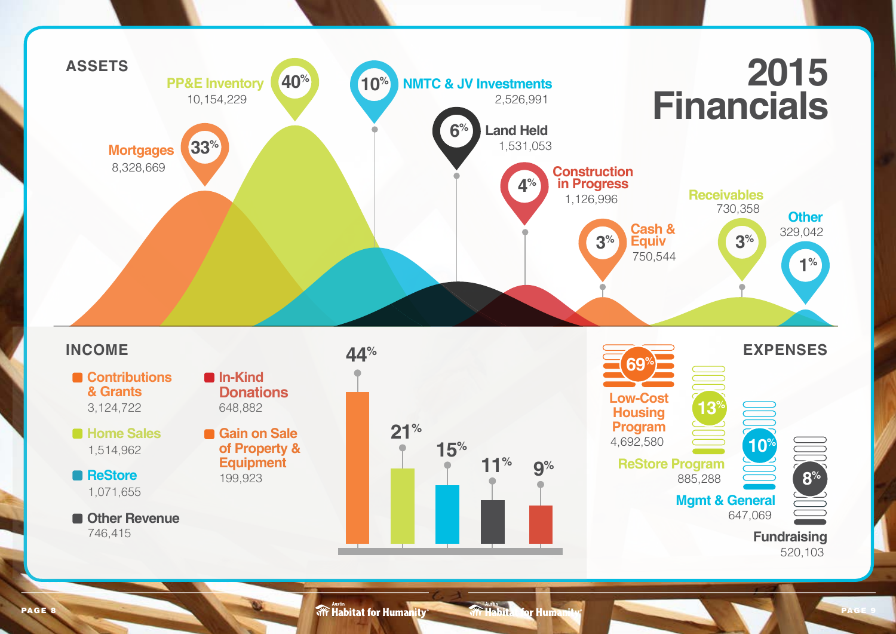# 2015 Financials

## ASSETS

| Asset | Amount | Percent |
| --- | --- | --- |
| Mortgages | 8,328,669 | 33% |
| PP&E Inventory | 10,154,229 | 40% |
| NMTC & JV Investments | 2,526,991 | 10% |
| Land Held | 1,531,053 | 6% |
| Construction in Progress | 1,126,996 | 4% |
| Cash & Equiv | 750,544 | 3% |
| Receivables | 730,358 | 3% |
| Other | 329,042 | 1% |

## INCOME

| Income | Amount | Percent |
| --- | --- | --- |
| Contributions & Grants | 3,124,722 | 44% |
| Home Sales | 1,514,962 | 21% |
| ReStore | 1,071,655 | 15% |
| Other Revenue | 746,415 | 11% |
| In-Kind Donations | 648,882 | 9% |
| Gain on Sale of Property & Equipment | 199,923 | |

## EXPENSES

| Expense | Amount | Percent |
| --- | --- | --- |
| Low-Cost Housing Program | 4,692,580 | 69% |
| ReStore Program | 885,288 | 13% |
| Mgmt & General | 647,069 | 10% |
| Fundraising | 520,103 | 8% |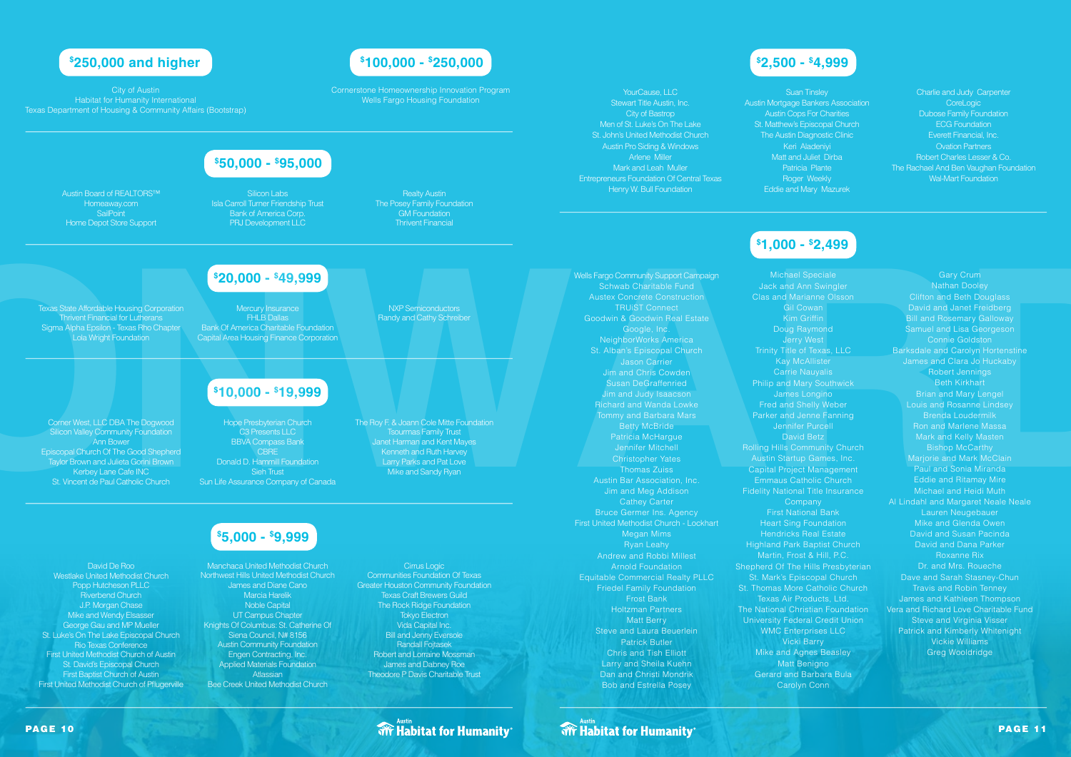## $250,000 and higher

City of Austin
Habitat for Humanity International
Texas Department of Housing & Community Affairs (Bootstrap)

## $100,000 - $250,000

Cornerstone Homeownership Innovation Program
Wells Fargo Housing Foundation

## $50,000 - $95,000

Austin Board of REALTORS™
Homeaway.com
SailPoint
Home Depot Store Support
Silicon Labs
Isla Carroll Turner Friendship Trust
Bank of America Corp.
PRJ Development LLC
Realty Austin
The Posey Family Foundation
GM Foundation
Thrivent Financial

## $20,000 - $49,999

Texas State Affordable Housing Corporation
Thrivent Financial for Lutherans
Sigma Alpha Epsilon - Texas Rho Chapter
Lola Wright Foundation
Mercury Insurance
FHLB Dallas
Bank Of America Charitable Foundation
Capital Area Housing Finance Corporation
NXP Semiconductors
Randy and Cathy Schreiber

## $10,000 - $19,999

Corner West, LLC DBA The Dogwood
Silicon Valley Community Foundation
Ann Bower
Episcopal Church Of The Good Shepherd
Taylor Brown and Julieta Gorini Brown
Kerbey Lane Cafe INC
St. Vincent de Paul Catholic Church
Hope Presbyterian Church
C3 Presents LLC
BBVA Compass Bank
CBRE
Donald D. Hammill Foundation
Sieh Trust
Sun Life Assurance Company of Canada
The Roy F. & Joann Cole Mitte Foundation
Tsourmas Family Trust
Janet Harman and Kent Mayes
Kenneth and Ruth Harvey
Larry Parks and Pat Love
Mike and Sandy Ryan

## $5,000 - $9,999

David De Roo
Westlake United Methodist Church
Popp Hutcheson PLLC
Riverbend Church
J.P. Morgan Chase
Mike and Wendy Elsasser
George Gau and MP Mueller
St. Luke's On The Lake Episcopal Church
Rio Texas Conference
First United Methodist Church of Austin
St. David's Episcopal Church
First Baptist Church of Austin
First United Methodist Church of Pflugerville
Manchaca United Methodist Church
Northwest Hills United Methodist Church
James and Diane Cano
Marcia Harelik
Noble Capital
UT Campus Chapter
Knights Of Columbus: St. Catherine Of Siena Council, N# 8156
Austin Community Foundation
Engen Contracting, Inc.
Applied Materials Foundation
Atlassian
Bee Creek United Methodist Church
Cirrus Logic
Communities Foundation Of Texas
Greater Houston Community Foundation
Texas Craft Brewers Guild
The Rock Ridge Foundation
Tokyo Electron
Vida Capital Inc.
Bill and Jenny Eversole
Randall Fojtasek
Robert and Lorraine Mossman
James and Dabney Roe
Theodore P Davis Charitable Trust

## $2,500 - $4,999

YourCause, LLC
Stewart Title Austin, Inc.
City of Bastrop
Men of St. Luke's On The Lake
St. John's United Methodist Church
Austin Pro Siding & Windows
Arlene Miller
Mark and Leah Muller
Entrepreneurs Foundation Of Central Texas
Henry W. Bull Foundation
Suan Tinsley
Austin Mortgage Bankers Association
Austin Cops For Charities
St. Matthew's Episcopal Church
The Austin Diagnostic Clinic
Keri Aladeniyi
Matt and Juliet Dirba
Patricia Plante
Roger Weekly
Eddie and Mary Mazurek
Charlie and Judy Carpenter
CoreLogic
Dubose Family Foundation
ECG Foundation
Everett Financial, Inc.
Ovation Partners
Robert Charles Lesser & Co.
The Rachael And Ben Vaughan Foundation
Wal-Mart Foundation

## $1,000 - $2,499

Wells Fargo Community Support Campaign
Schwab Charitable Fund
Austex Concrete Construction
TRUiST Connect
Goodwin & Goodwin Real Estate
Google, Inc.
NeighborWorks America
St. Alban's Episcopal Church
Jason Carrier
Jim and Chris Cowden
Susan DeGraffenried
Jim and Judy Isaacson
Richard and Wanda Lowke
Tommy and Barbara Mars
Betty McBride
Patricia McHargue
Jennifer Mitchell
Christopher Yates
Thomas Zuiss
Austin Bar Association, Inc.
Jim and Meg Addison
Cathey Carter
Bruce Germer Ins. Agency
First United Methodist Church - Lockhart
Megan Mims
Ryan Leahy
Andrew and Robbi Millest
Arnold Foundation
Equitable Commercial Realty PLLC
Friedel Family Foundation
Frost Bank
Holtzman Partners
Matt Berry
Steve and Laura Beuerlein
Patrick Butler
Chris and Tish Elliott
Larry and Sheila Kuehn
Dan and Christi Mondrik
Bob and Estrella Posey
Michael Speciale
Jack and Ann Swingler
Clas and Marianne Olsson
Gil Cowan
Kim Griffin
Doug Raymond
Jerry West
Trinity Title of Texas, LLC
Kay McAllister
Carrie Nauyalis
Philip and Mary Southwick
James Longino
Fred and Shelly Weber
Parker and Jenne Fanning
Jennifer Purcell
David Betz
Rolling Hills Community Church
Austin Startup Games, Inc.
Capital Project Management
Emmaus Catholic Church
Fidelity National Title Insurance Company
First National Bank
Heart Sing Foundation
Hendricks Real Estate
Highland Park Baptist Church
Martin, Frost & Hill, P.C.
Shepherd Of The Hills Presbyterian
St. Mark's Episcopal Church
St. Thomas More Catholic Church
Texas Air Products, Ltd.
The National Christian Foundation
University Federal Credit Union
WMC Enterprises LLC
Vicki Barry
Mike and Agnes Beasley
Matt Benigno
Gerard and Barbara Bula
Carolyn Conn
Gary Crum
Nathan Dooley
Clifton and Beth Douglass
David and Janet Freidberg
Bill and Rosemary Galloway
Samuel and Lisa Georgeson
Connie Goldston
Barksdale and Carolyn Hortenstine
James and Clara Jo Huckaby
Robert Jennings
Beth Kirkhart
Brian and Mary Lengel
Louis and Rosanne Lindsey
Brenda Loudermilk
Ron and Marlene Massa
Mark and Kelly Masten
Bishop McCarthy
Marjorie and Mark McClain
Paul and Sonia Miranda
Eddie and Ritamay Mire
Michael and Heidi Muth
Al Lindahl and Margaret Neale Neale
Lauren Neugebauer
Mike and Glenda Owen
David and Susan Pacinda
David and Dana Parker
Roxanne Rix
Dr. and Mrs. Roueche
Dave and Sarah Stasney-Chun
Travis and Robin Tenney
James and Kathleen Thompson
Vera and Richard Love Charitable Fund
Steve and Virginia Visser
Patrick and Kimberly Whitenight
Vickie Williams
Greg Wooldridge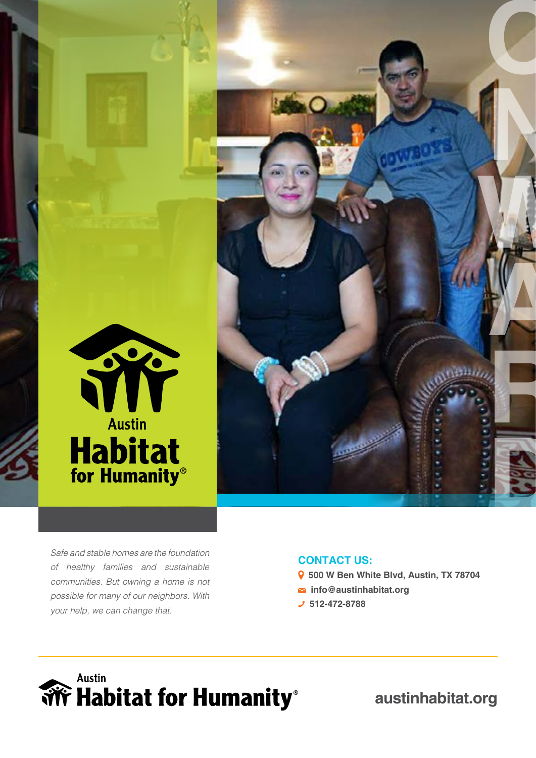Austin
**Habitat for Humanity**®

*Safe and stable homes are the foundation of healthy families and sustainable communities. But owning a home is not possible for many of our neighbors. With your help, we can change that.*

**CONTACT US:**

- **500 W Ben White Blvd, Austin, TX 78704**
- **info@austinhabitat.org**
- **512-472-8788**

---

Austin
**Habitat for Humanity**®

**austinhabitat.org**